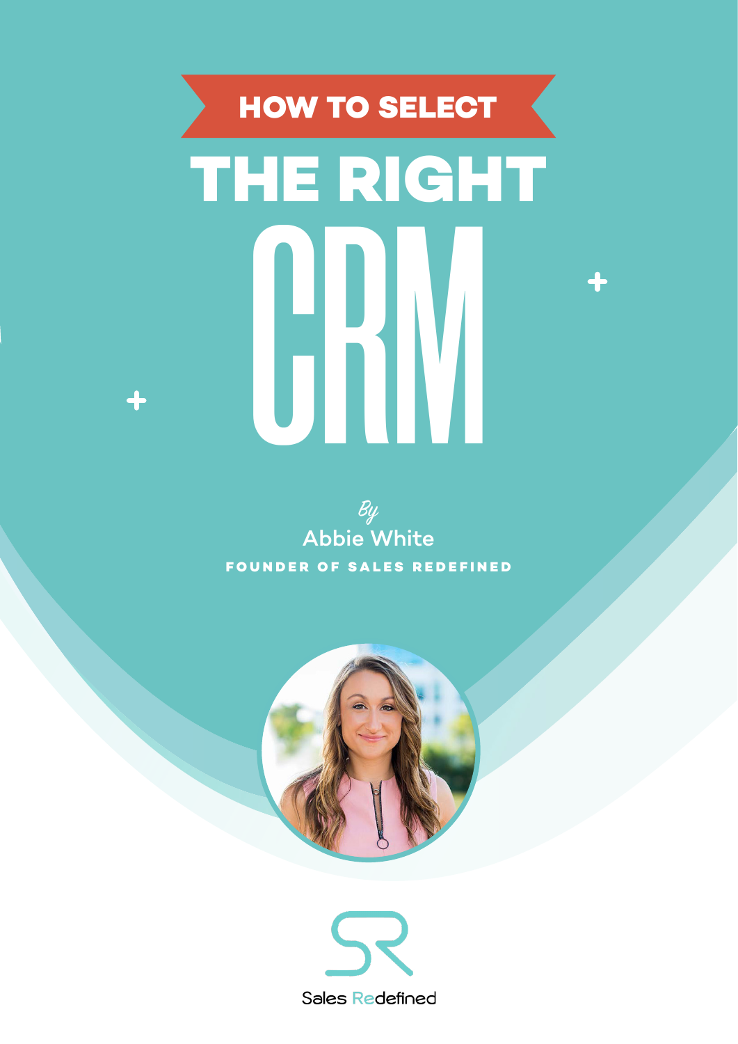# HOW TO SELECT THE RIGHT CRM

*By*

Abbie White

**FOUNDER OF SALES REDEFINED**

Sales Redefined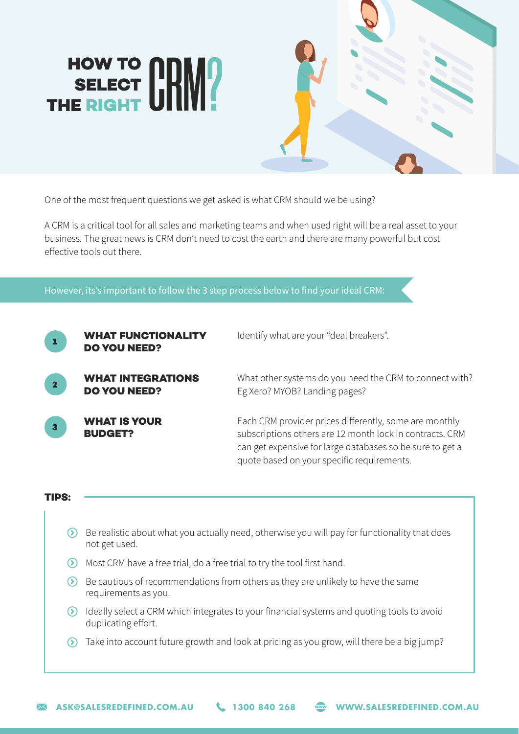# HOW TO SELECT THE RIGHT CRM?

One of the most frequent questions we get asked is what CRM should we be using?

A CRM is a critical tool for all sales and marketing teams and when used right will be a real asset to your business. The great news is CRM don't need to cost the earth and there are many powerful but cost effective tools out there.

However, its's important to follow the 3 step process below to find your ideal CRM:

1. **WHAT FUNCTIONALITY DO YOU NEED?**
   Identify what are your "deal breakers".

2. **WHAT INTEGRATIONS DO YOU NEED?**
   What other systems do you need the CRM to connect with? Eg Xero? MYOB? Landing pages?

3. **WHAT IS YOUR BUDGET?**
   Each CRM provider prices differently, some are monthly subscriptions others are 12 month lock in contracts. CRM can get expensive for large databases so be sure to get a quote based on your specific requirements.

## TIPS:

- Be realistic about what you actually need, otherwise you will pay for functionality that does not get used.
- Most CRM have a free trial, do a free trial to try the tool first hand.
- Be cautious of recommendations from others as they are unlikely to have the same requirements as you.
- Ideally select a CRM which integrates to your financial systems and quoting tools to avoid duplicating effort.
- Take into account future growth and look at pricing as you grow, will there be a big jump?

ASK@SALESREDEFINED.COM.AU | 1300 840 268 | WWW.SALESREDEFINED.COM.AU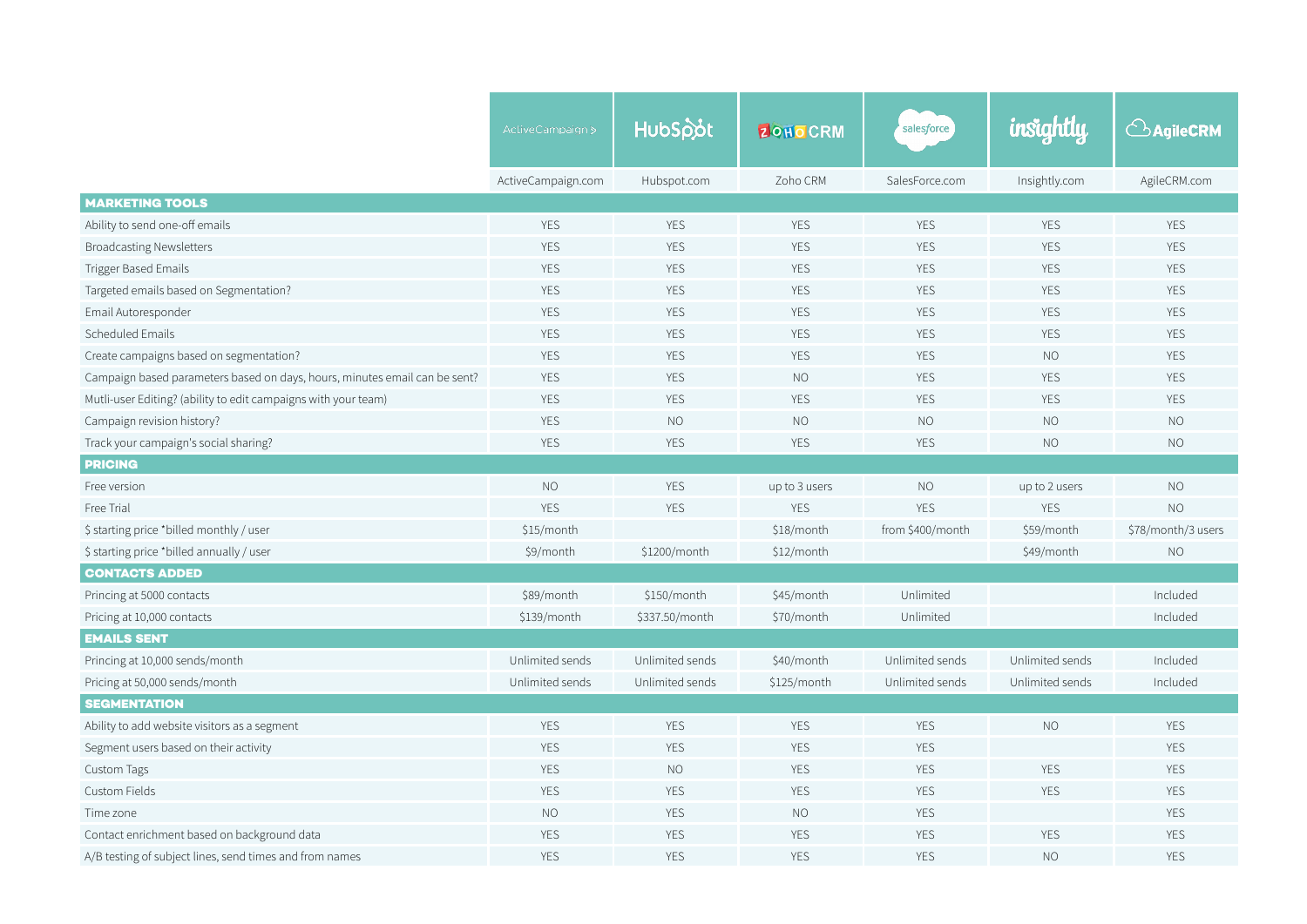| | ActiveCampaign | HubSpot | ZOHO CRM | salesforce | insightly | AgileCRM |
|---|---|---|---|---|---|---|
| | ActiveCampaign.com | Hubspot.com | Zoho CRM | SalesForce.com | Insightly.com | AgileCRM.com |
| **MARKETING TOOLS** | | | | | | |
| Ability to send one-off emails | YES | YES | YES | YES | YES | YES |
| Broadcasting Newsletters | YES | YES | YES | YES | YES | YES |
| Trigger Based Emails | YES | YES | YES | YES | YES | YES |
| Targeted emails based on Segmentation? | YES | YES | YES | YES | YES | YES |
| Email Autoresponder | YES | YES | YES | YES | YES | YES |
| Scheduled Emails | YES | YES | YES | YES | YES | YES |
| Create campaigns based on segmentation? | YES | YES | YES | YES | NO | YES |
| Campaign based parameters based on days, hours, minutes email can be sent? | YES | YES | NO | YES | YES | YES |
| Mutli-user Editing? (ability to edit campaigns with your team) | YES | YES | YES | YES | YES | YES |
| Campaign revision history? | YES | NO | NO | NO | NO | NO |
| Track your campaign's social sharing? | YES | YES | YES | YES | NO | NO |
| **PRICING** | | | | | | |
| Free version | NO | YES | up to 3 users | NO | up to 2 users | NO |
| Free Trial | YES | YES | YES | YES | YES | NO |
| $ starting price *billed monthly / user | $15/month | | $18/month | from $400/month | $59/month | $78/month/3 users |
| $ starting price *billed annually / user | $9/month | $1200/month | $12/month | | $49/month | NO |
| **CONTACTS ADDED** | | | | | | |
| Princing at 5000 contacts | $89/month | $150/month | $45/month | Unlimited | | Included |
| Pricing at 10,000 contacts | $139/month | $337.50/month | $70/month | Unlimited | | Included |
| **EMAILS SENT** | | | | | | |
| Princing at 10,000 sends/month | Unlimited sends | Unlimited sends | $40/month | Unlimited sends | Unlimited sends | Included |
| Pricing at 50,000 sends/month | Unlimited sends | Unlimited sends | $125/month | Unlimited sends | Unlimited sends | Included |
| **SEGMENTATION** | | | | | | |
| Ability to add website visitors as a segment | YES | YES | YES | YES | NO | YES |
| Segment users based on their activity | YES | YES | YES | YES | | YES |
| Custom Tags | YES | NO | YES | YES | YES | YES |
| Custom Fields | YES | YES | YES | YES | YES | YES |
| Time zone | NO | YES | NO | YES | | YES |
| Contact enrichment based on background data | YES | YES | YES | YES | YES | YES |
| A/B testing of subject lines, send times and from names | YES | YES | YES | YES | NO | YES |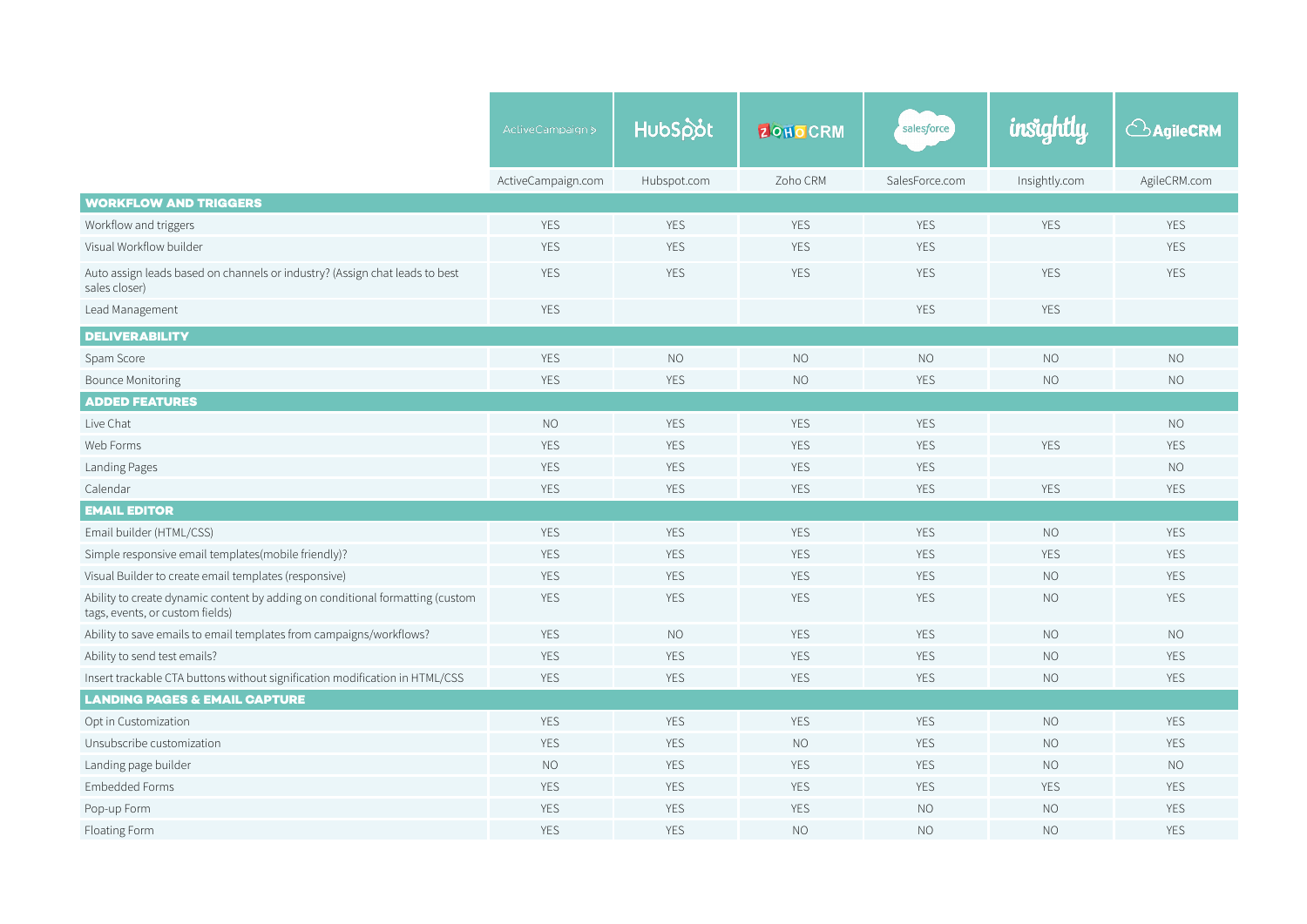| | ActiveCampaign.com | Hubspot.com | Zoho CRM | SalesForce.com | Insightly.com | AgileCRM.com |
|---|---|---|---|---|---|---|
| **WORKFLOW AND TRIGGERS** | | | | | | |
| Workflow and triggers | YES | YES | YES | YES | YES | YES |
| Visual Workflow builder | YES | YES | YES | YES | | YES |
| Auto assign leads based on channels or industry? (Assign chat leads to best sales closer) | YES | YES | YES | YES | YES | YES |
| Lead Management | YES | | | YES | YES | |
| **DELIVERABILITY** | | | | | | |
| Spam Score | YES | NO | NO | NO | NO | NO |
| Bounce Monitoring | YES | YES | NO | YES | NO | NO |
| **ADDED FEATURES** | | | | | | |
| Live Chat | NO | YES | YES | YES | | NO |
| Web Forms | YES | YES | YES | YES | YES | YES |
| Landing Pages | YES | YES | YES | YES | | NO |
| Calendar | YES | YES | YES | YES | YES | YES |
| **EMAIL EDITOR** | | | | | | |
| Email builder (HTML/CSS) | YES | YES | YES | YES | NO | YES |
| Simple responsive email templates(mobile friendly)? | YES | YES | YES | YES | YES | YES |
| Visual Builder to create email templates (responsive) | YES | YES | YES | YES | NO | YES |
| Ability to create dynamic content by adding on conditional formatting (custom tags, events, or custom fields) | YES | YES | YES | YES | NO | YES |
| Ability to save emails to email templates from campaigns/workflows? | YES | NO | YES | YES | NO | NO |
| Ability to send test emails? | YES | YES | YES | YES | NO | YES |
| Insert trackable CTA buttons without signification modification in HTML/CSS | YES | YES | YES | YES | NO | YES |
| **LANDING PAGES & EMAIL CAPTURE** | | | | | | |
| Opt in Customization | YES | YES | YES | YES | NO | YES |
| Unsubscribe customization | YES | YES | NO | YES | NO | YES |
| Landing page builder | NO | YES | YES | YES | NO | NO |
| Embedded Forms | YES | YES | YES | YES | YES | YES |
| Pop-up Form | YES | YES | YES | NO | NO | YES |
| Floating Form | YES | YES | NO | NO | NO | YES |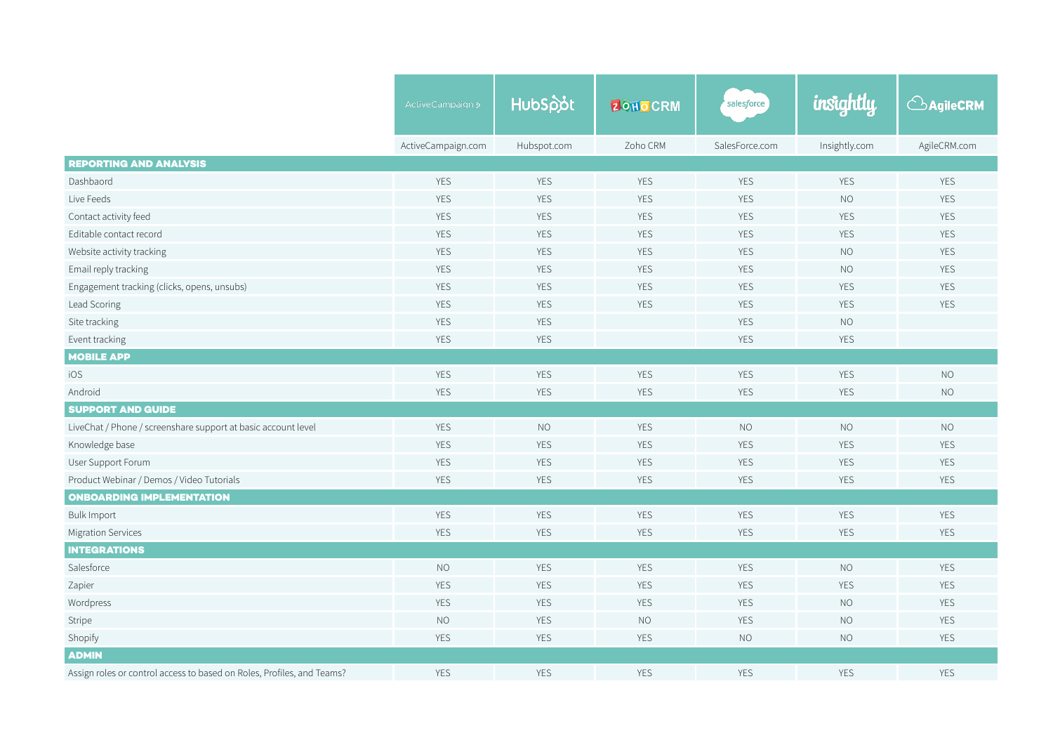| | ActiveCampaign.com | Hubspot.com | Zoho CRM | SalesForce.com | Insightly.com | AgileCRM.com |
|---|---|---|---|---|---|---|
| **REPORTING AND ANALYSIS** | | | | | | |
| Dashboard | YES | YES | YES | YES | YES | YES |
| Live Feeds | YES | YES | YES | YES | NO | YES |
| Contact activity feed | YES | YES | YES | YES | YES | YES |
| Editable contact record | YES | YES | YES | YES | YES | YES |
| Website activity tracking | YES | YES | YES | YES | NO | YES |
| Email reply tracking | YES | YES | YES | YES | NO | YES |
| Engagement tracking (clicks, opens, unsubs) | YES | YES | YES | YES | YES | YES |
| Lead Scoring | YES | YES | YES | YES | YES | YES |
| Site tracking | YES | YES | | YES | NO | |
| Event tracking | YES | YES | | YES | YES | |
| **MOBILE APP** | | | | | | |
| iOS | YES | YES | YES | YES | YES | NO |
| Android | YES | YES | YES | YES | YES | NO |
| **SUPPORT AND GUIDE** | | | | | | |
| LiveChat / Phone / screenshare support at basic account level | YES | NO | YES | NO | NO | NO |
| Knowledge base | YES | YES | YES | YES | YES | YES |
| User Support Forum | YES | YES | YES | YES | YES | YES |
| Product Webinar / Demos / Video Tutorials | YES | YES | YES | YES | YES | YES |
| **ONBOARDING IMPLEMENTATION** | | | | | | |
| Bulk Import | YES | YES | YES | YES | YES | YES |
| Migration Services | YES | YES | YES | YES | YES | YES |
| **INTEGRATIONS** | | | | | | |
| Salesforce | NO | YES | YES | YES | NO | YES |
| Zapier | YES | YES | YES | YES | YES | YES |
| Wordpress | YES | YES | YES | YES | NO | YES |
| Stripe | NO | YES | NO | YES | NO | YES |
| Shopify | YES | YES | YES | NO | NO | YES |
| **ADMIN** | | | | | | |
| Assign roles or control access to based on Roles, Profiles, and Teams? | YES | YES | YES | YES | YES | YES |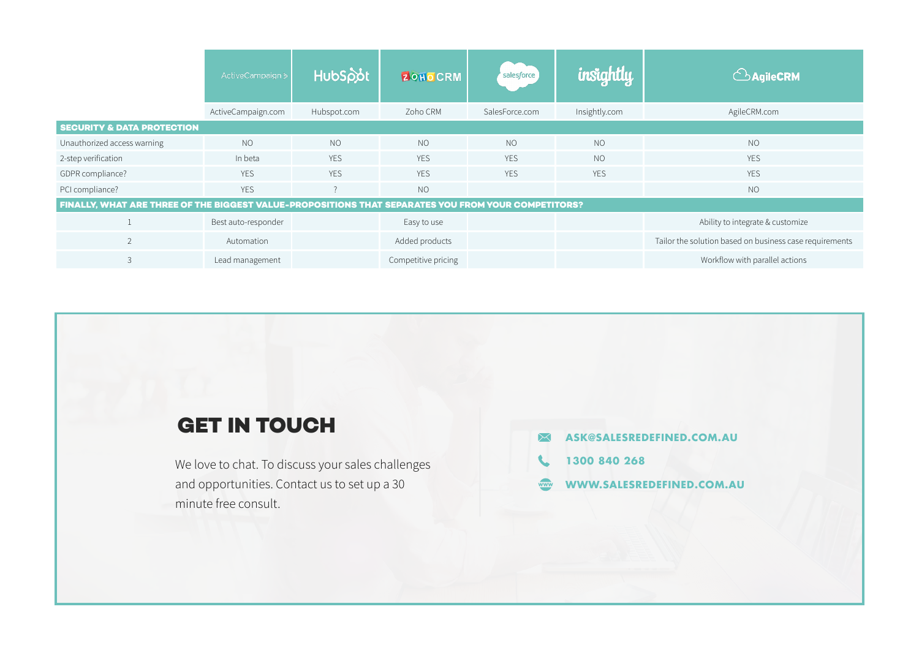| | ActiveCampaign | HubSpot | ZOHO CRM | salesforce | insightly | AgileCRM |
|---|---|---|---|---|---|---|
| | ActiveCampaign.com | Hubspot.com | Zoho CRM | SalesForce.com | Insightly.com | AgileCRM.com |
| **SECURITY & DATA PROTECTION** | | | | | | |
| Unauthorized access warning | NO | NO | NO | NO | NO | NO |
| 2-step verification | In beta | YES | YES | YES | NO | YES |
| GDPR compliance? | YES | YES | YES | YES | YES | YES |
| PCI compliance? | YES | ? | NO | | | NO |
| **FINALLY, WHAT ARE THREE OF THE BIGGEST VALUE-PROPOSITIONS THAT SEPARATES YOU FROM YOUR COMPETITORS?** | | | | | | |
| 1 | Best auto-responder | | Easy to use | | | Ability to integrate & customize |
| 2 | Automation | | Added products | | | Tailor the solution based on business case requirements |
| 3 | Lead management | | Competitive pricing | | | Workflow with parallel actions |

## GET IN TOUCH

We love to chat. To discuss your sales challenges and opportunities. Contact us to set up a 30 minute free consult.

**ASK@SALESREDEFINED.COM.AU**

**1300 840 268**

**WWW.SALESREDEFINED.COM.AU**